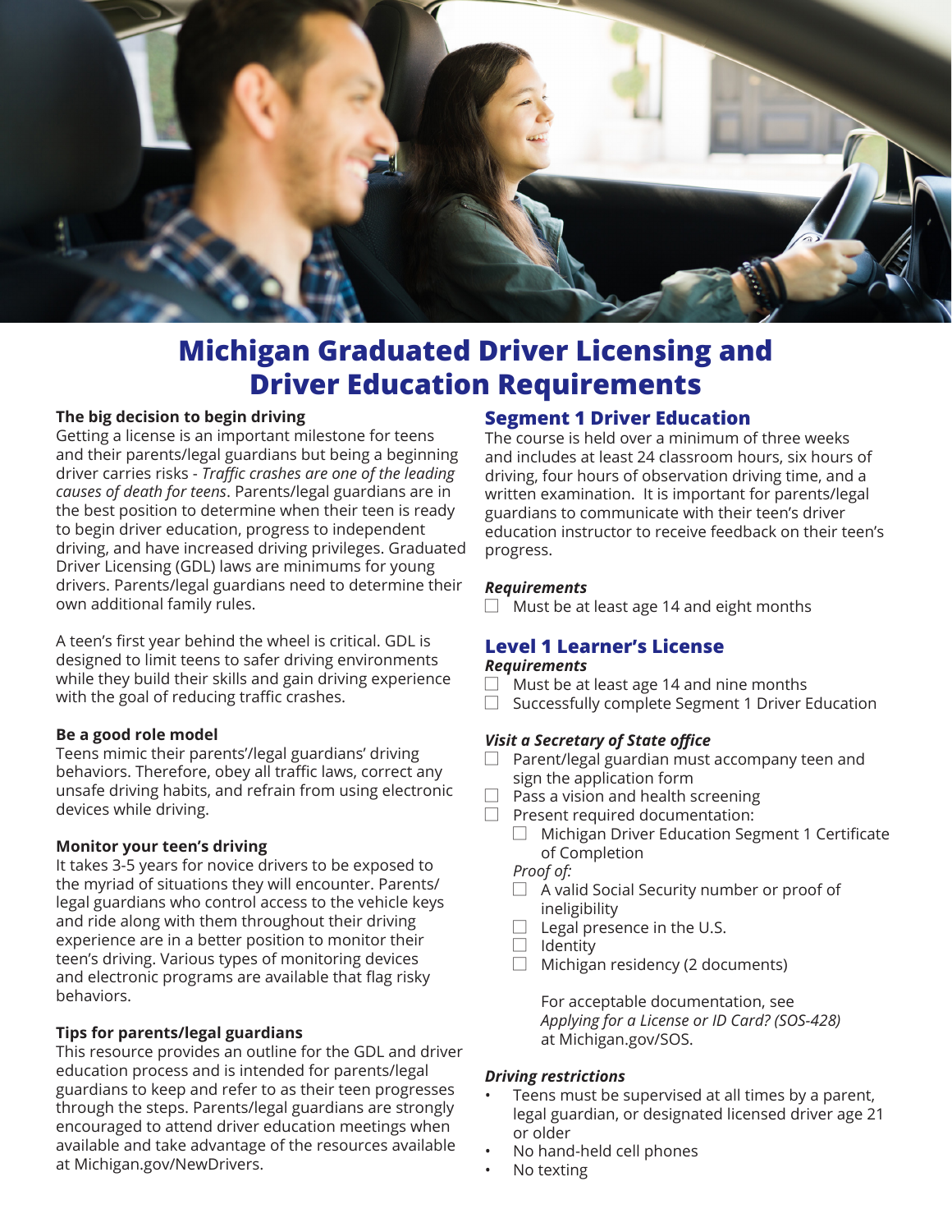# Michigan Graduated Driver Licensing and Driver Education Requirements

**The big decision to begin driving**

Getting a license is an important milestone for teens and their parents/legal guardians but being a beginning driver carries risks - *Traffic crashes are one of the leading causes of death for teens*. Parents/legal guardians are in the best position to determine when their teen is ready to begin driver education, progress to independent driving, and have increased driving privileges. Graduated Driver Licensing (GDL) laws are minimums for young drivers. Parents/legal guardians need to determine their own additional family rules.

A teen's first year behind the wheel is critical. GDL is designed to limit teens to safer driving environments while they build their skills and gain driving experience with the goal of reducing traffic crashes.

**Be a good role model**

Teens mimic their parents'/legal guardians' driving behaviors. Therefore, obey all traffic laws, correct any unsafe driving habits, and refrain from using electronic devices while driving.

**Monitor your teen's driving**

It takes 3-5 years for novice drivers to be exposed to the myriad of situations they will encounter. Parents/legal guardians who control access to the vehicle keys and ride along with them throughout their driving experience are in a better position to monitor their teen's driving. Various types of monitoring devices and electronic programs are available that flag risky behaviors.

**Tips for parents/legal guardians**

This resource provides an outline for the GDL and driver education process and is intended for parents/legal guardians to keep and refer to as their teen progresses through the steps. Parents/legal guardians are strongly encouraged to attend driver education meetings when available and take advantage of the resources available at Michigan.gov/NewDrivers.

## Segment 1 Driver Education

The course is held over a minimum of three weeks and includes at least 24 classroom hours, six hours of driving, four hours of observation driving time, and a written examination. It is important for parents/legal guardians to communicate with their teen's driver education instructor to receive feedback on their teen's progress.

***Requirements***

- [ ] Must be at least age 14 and eight months

## Level 1 Learner's License

***Requirements***

- [ ] Must be at least age 14 and nine months
- [ ] Successfully complete Segment 1 Driver Education

***Visit a Secretary of State office***

- [ ] Parent/legal guardian must accompany teen and sign the application form
- [ ] Pass a vision and health screening
- [ ] Present required documentation:
  - [ ] Michigan Driver Education Segment 1 Certificate of Completion

  *Proof of:*
  - [ ] A valid Social Security number or proof of ineligibility
  - [ ] Legal presence in the U.S.
  - [ ] Identity
  - [ ] Michigan residency (2 documents)

  For acceptable documentation, see *Applying for a License or ID Card? (SOS-428)* at Michigan.gov/SOS.

***Driving restrictions***

- Teens must be supervised at all times by a parent, legal guardian, or designated licensed driver age 21 or older
- No hand-held cell phones
- No texting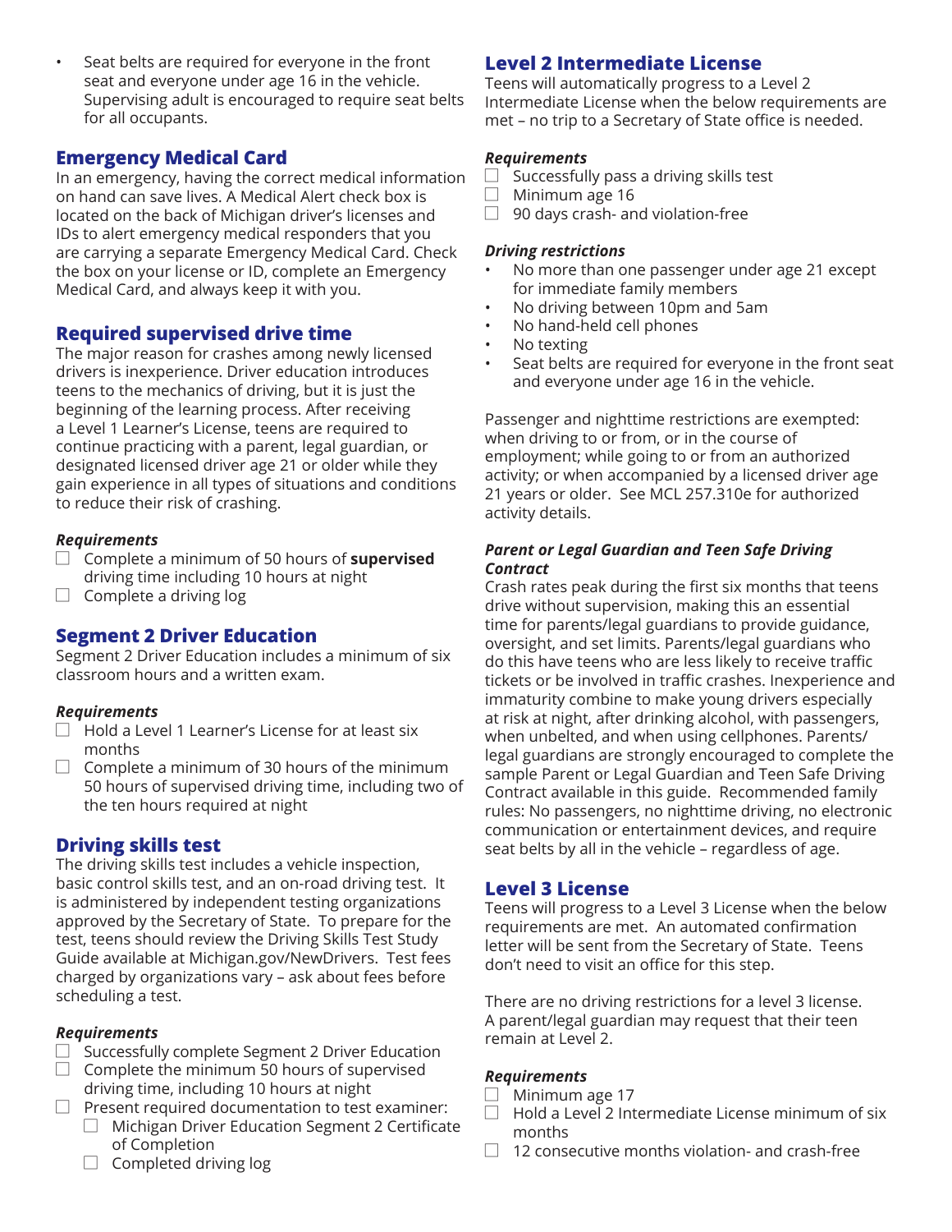- Seat belts are required for everyone in the front seat and everyone under age 16 in the vehicle. Supervising adult is encouraged to require seat belts for all occupants.

## Emergency Medical Card

In an emergency, having the correct medical information on hand can save lives. A Medical Alert check box is located on the back of Michigan driver's licenses and IDs to alert emergency medical responders that you are carrying a separate Emergency Medical Card. Check the box on your license or ID, complete an Emergency Medical Card, and always keep it with you.

## Required supervised drive time

The major reason for crashes among newly licensed drivers is inexperience. Driver education introduces teens to the mechanics of driving, but it is just the beginning of the learning process. After receiving a Level 1 Learner's License, teens are required to continue practicing with a parent, legal guardian, or designated licensed driver age 21 or older while they gain experience in all types of situations and conditions to reduce their risk of crashing.

***Requirements***

- ☐ Complete a minimum of 50 hours of **supervised** driving time including 10 hours at night
- ☐ Complete a driving log

## Segment 2 Driver Education

Segment 2 Driver Education includes a minimum of six classroom hours and a written exam.

***Requirements***

- ☐ Hold a Level 1 Learner's License for at least six months
- ☐ Complete a minimum of 30 hours of the minimum 50 hours of supervised driving time, including two of the ten hours required at night

## Driving skills test

The driving skills test includes a vehicle inspection, basic control skills test, and an on-road driving test. It is administered by independent testing organizations approved by the Secretary of State. To prepare for the test, teens should review the Driving Skills Test Study Guide available at Michigan.gov/NewDrivers. Test fees charged by organizations vary – ask about fees before scheduling a test.

***Requirements***

- ☐ Successfully complete Segment 2 Driver Education
- ☐ Complete the minimum 50 hours of supervised driving time, including 10 hours at night
- ☐ Present required documentation to test examiner:
  - ☐ Michigan Driver Education Segment 2 Certificate of Completion
  - ☐ Completed driving log

## Level 2 Intermediate License

Teens will automatically progress to a Level 2 Intermediate License when the below requirements are met – no trip to a Secretary of State office is needed.

***Requirements***

- ☐ Successfully pass a driving skills test
- ☐ Minimum age 16
- ☐ 90 days crash- and violation-free

***Driving restrictions***

- No more than one passenger under age 21 except for immediate family members
- No driving between 10pm and 5am
- No hand-held cell phones
- No texting
- Seat belts are required for everyone in the front seat and everyone under age 16 in the vehicle.

Passenger and nighttime restrictions are exempted: when driving to or from, or in the course of employment; while going to or from an authorized activity; or when accompanied by a licensed driver age 21 years or older. See MCL 257.310e for authorized activity details.

***Parent or Legal Guardian and Teen Safe Driving Contract***

Crash rates peak during the first six months that teens drive without supervision, making this an essential time for parents/legal guardians to provide guidance, oversight, and set limits. Parents/legal guardians who do this have teens who are less likely to receive traffic tickets or be involved in traffic crashes. Inexperience and immaturity combine to make young drivers especially at risk at night, after drinking alcohol, with passengers, when unbelted, and when using cellphones. Parents/legal guardians are strongly encouraged to complete the sample Parent or Legal Guardian and Teen Safe Driving Contract available in this guide. Recommended family rules: No passengers, no nighttime driving, no electronic communication or entertainment devices, and require seat belts by all in the vehicle – regardless of age.

## Level 3 License

Teens will progress to a Level 3 License when the below requirements are met. An automated confirmation letter will be sent from the Secretary of State. Teens don't need to visit an office for this step.

There are no driving restrictions for a level 3 license. A parent/legal guardian may request that their teen remain at Level 2.

***Requirements***

- ☐ Minimum age 17
- ☐ Hold a Level 2 Intermediate License minimum of six months
- ☐ 12 consecutive months violation- and crash-free